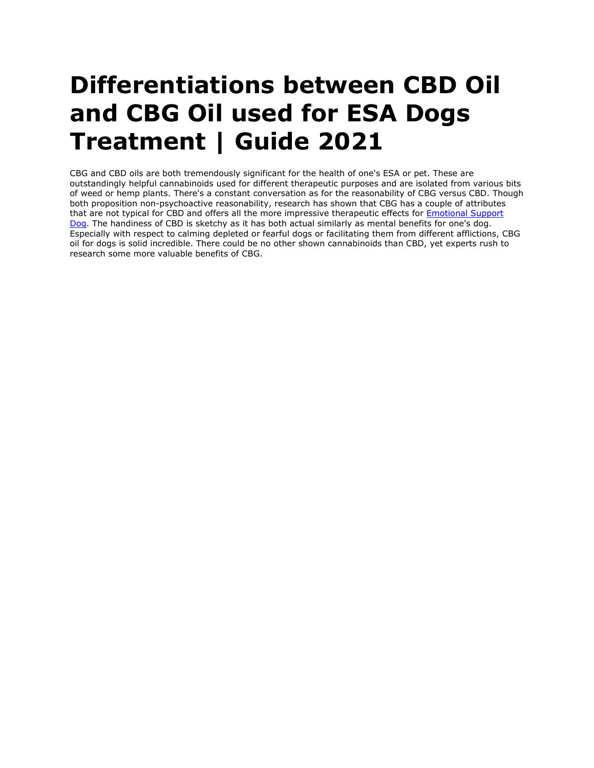# Differentiations between CBD Oil and CBG Oil used for ESA Dogs Treatment | Guide 2021

CBG and CBD oils are both tremendously significant for the health of one's ESA or pet. These are outstandingly helpful cannabinoids used for different therapeutic purposes and are isolated from various bits of weed or hemp plants. There's a constant conversation as for the reasonability of CBG versus CBD. Though both proposition non-psychoactive reasonability, research has shown that CBG has a couple of attributes that are not typical for CBD and offers all the more impressive therapeutic effects for [Emotional Support Dog](). The handiness of CBD is sketchy as it has both actual similarly as mental benefits for one's dog. Especially with respect to calming depleted or fearful dogs or facilitating them from different afflictions, CBG oil for dogs is solid incredible. There could be no other shown cannabinoids than CBD, yet experts rush to research some more valuable benefits of CBG.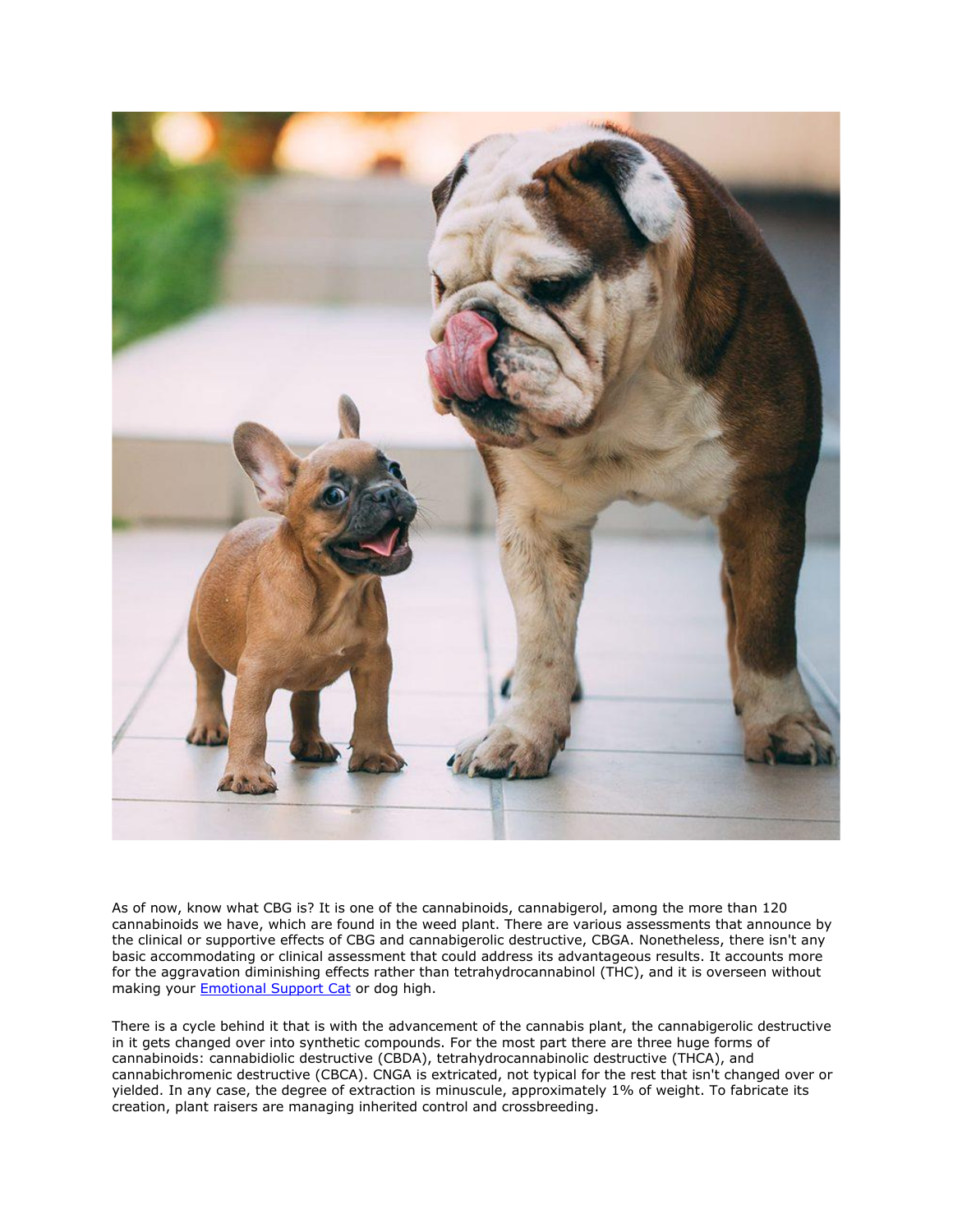As of now, know what CBG is? It is one of the cannabinoids, cannabigerol, among the more than 120 cannabinoids we have, which are found in the weed plant. There are various assessments that announce by the clinical or supportive effects of CBG and cannabigerolic destructive, CBGA. Nonetheless, there isn't any basic accommodating or clinical assessment that could address its advantageous results. It accounts more for the aggravation diminishing effects rather than tetrahydrocannabinol (THC), and it is overseen without making your [Emotional Support Cat] or dog high.

There is a cycle behind it that is with the advancement of the cannabis plant, the cannabigerolic destructive in it gets changed over into synthetic compounds. For the most part there are three huge forms of cannabinoids: cannabidiolic destructive (CBDA), tetrahydrocannabinolic destructive (THCA), and cannabichromenic destructive (CBCA). CNGA is extricated, not typical for the rest that isn't changed over or yielded. In any case, the degree of extraction is minuscule, approximately 1% of weight. To fabricate its creation, plant raisers are managing inherited control and crossbreeding.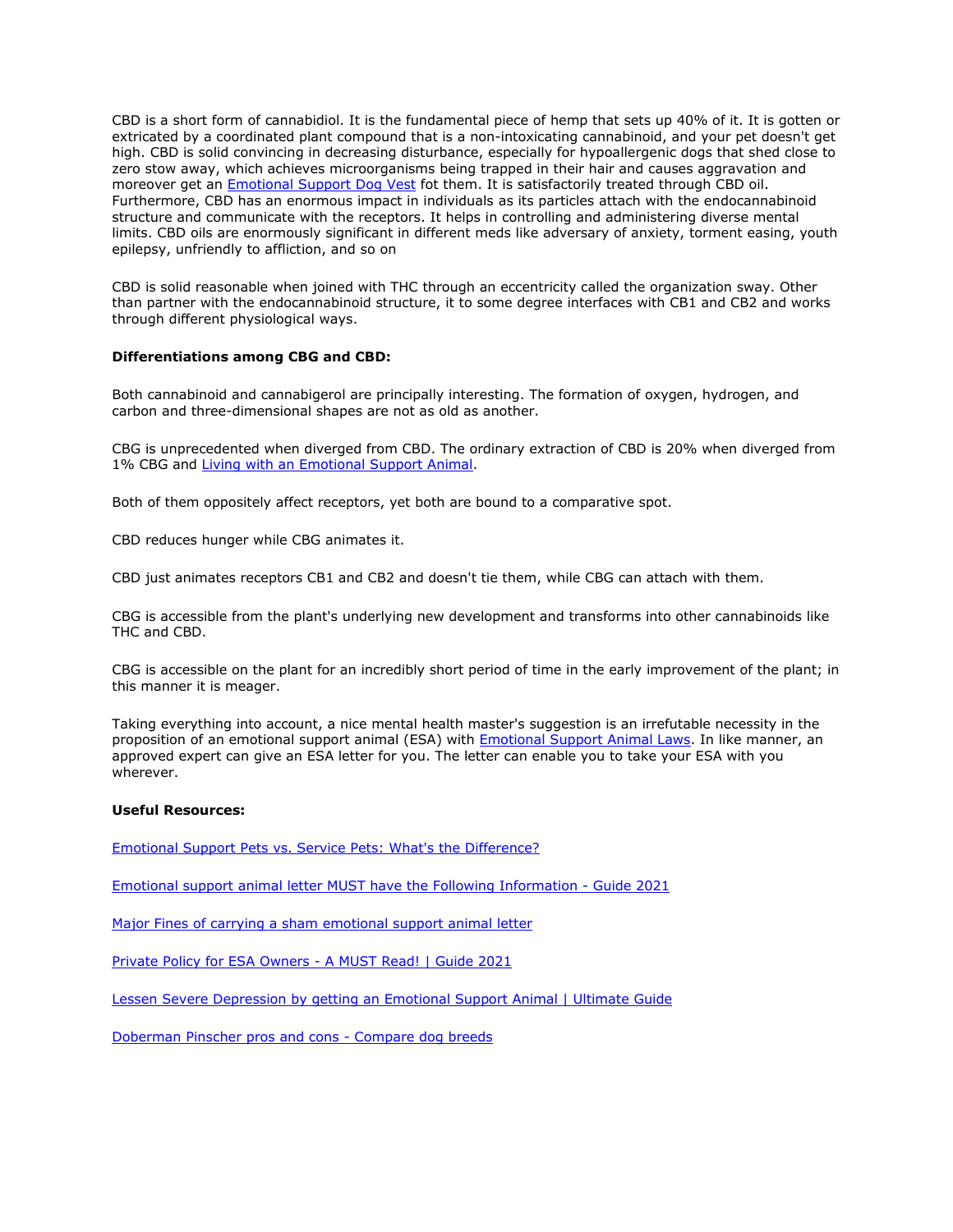CBD is a short form of cannabidiol. It is the fundamental piece of hemp that sets up 40% of it. It is gotten or extricated by a coordinated plant compound that is a non-intoxicating cannabinoid, and your pet doesn't get high. CBD is solid convincing in decreasing disturbance, especially for hypoallergenic dogs that shed close to zero stow away, which achieves microorganisms being trapped in their hair and causes aggravation and moreover get an [Emotional Support Dog Vest]() fot them. It is satisfactorily treated through CBD oil. Furthermore, CBD has an enormous impact in individuals as its particles attach with the endocannabinoid structure and communicate with the receptors. It helps in controlling and administering diverse mental limits. CBD oils are enormously significant in different meds like adversary of anxiety, torment easing, youth epilepsy, unfriendly to affliction, and so on

CBD is solid reasonable when joined with THC through an eccentricity called the organization sway. Other than partner with the endocannabinoid structure, it to some degree interfaces with CB1 and CB2 and works through different physiological ways.

**Differentiations among CBG and CBD:**

Both cannabinoid and cannabigerol are principally interesting. The formation of oxygen, hydrogen, and carbon and three-dimensional shapes are not as old as another.

CBG is unprecedented when diverged from CBD. The ordinary extraction of CBD is 20% when diverged from 1% CBG and [Living with an Emotional Support Animal]().

Both of them oppositely affect receptors, yet both are bound to a comparative spot.

CBD reduces hunger while CBG animates it.

CBD just animates receptors CB1 and CB2 and doesn't tie them, while CBG can attach with them.

CBG is accessible from the plant's underlying new development and transforms into other cannabinoids like THC and CBD.

CBG is accessible on the plant for an incredibly short period of time in the early improvement of the plant; in this manner it is meager.

Taking everything into account, a nice mental health master's suggestion is an irrefutable necessity in the proposition of an emotional support animal (ESA) with [Emotional Support Animal Laws](). In like manner, an approved expert can give an ESA letter for you. The letter can enable you to take your ESA with you wherever.

**Useful Resources:**

[Emotional Support Pets vs. Service Pets: What's the Difference?]()

[Emotional support animal letter MUST have the Following Information - Guide 2021]()

[Major Fines of carrying a sham emotional support animal letter]()

[Private Policy for ESA Owners - A MUST Read! | Guide 2021]()

[Lessen Severe Depression by getting an Emotional Support Animal | Ultimate Guide]()

[Doberman Pinscher pros and cons - Compare dog breeds]()